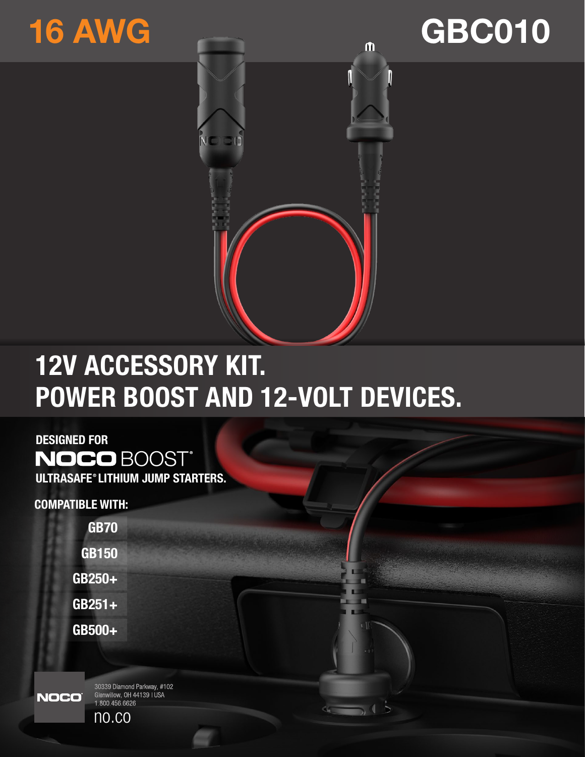# 16 AWG

# GBC010

## 12V ACCESSORY KIT.
## POWER BOOST AND 12-VOLT DEVICES.

**DESIGNED FOR**
**NOCO BOOST®**
**ULTRASAFE® LITHIUM JUMP STARTERS.**

**COMPATIBLE WITH:**

- GB70
- GB150
- GB250+
- GB251+
- GB500+

NOCO®

30339 Diamond Parkway, #102
Glenwillow, OH 44139 | USA
1.800.456.6626
no.co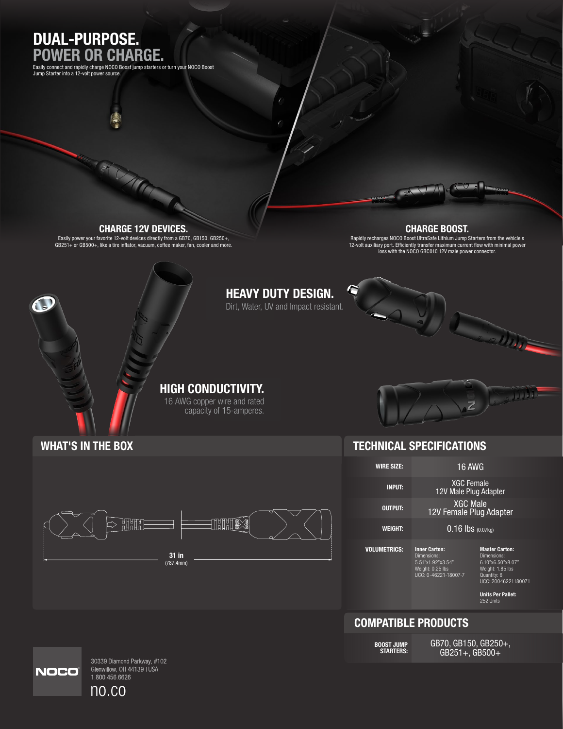# DUAL-PURPOSE.
# POWER OR CHARGE.

Easily connect and rapidly charge NOCO Boost jump starters or turn your NOCO Boost Jump Starter into a 12-volt power source.

## CHARGE 12V DEVICES.

Easily power your favorite 12-volt devices directly from a GB70, GB150, GB250+, GB251+ or GB500+, like a tire inflator, vacuum, coffee maker, fan, cooler and more.

## CHARGE BOOST.

Rapidly recharges NOCO Boost UltraSafe Lithium Jump Starters from the vehicle's 12-volt auxiliary port. Efficiently transfer maximum current flow with minimal power loss with the NOCO GBC010 12V male power connector.

## HEAVY DUTY DESIGN.

Dirt, Water, UV and Impact resistant.

## HIGH CONDUCTIVITY.

16 AWG copper wire and rated capacity of 15-amperes.

## WHAT'S IN THE BOX

31 in
(787.4mm)

## TECHNICAL SPECIFICATIONS

| | | |
|---|---|---|
| **WIRE SIZE:** | 16 AWG | |
| **INPUT:** | XGC Female 12V Male Plug Adapter | |
| **OUTPUT:** | XGC Male 12V Female Plug Adapter | |
| **WEIGHT:** | 0.16 lbs (0.07kg) | |
| **VOLUMETRICS:** | **Inner Carton:** Dimensions: 5.51"x1.92"x3.54" Weight: 0.25 lbs UCC: 0-46221-18007-7 | **Master Carton:** Dimensions: 6.10"x6.50"x8.07" Weight: 1.85 lbs Quantity: 6 UCC: 20046221180071 **Units Per Pallet:** 252 Units |

## COMPATIBLE PRODUCTS

| | |
|---|---|
| **BOOST JUMP STARTERS:** | GB70, GB150, GB250+, GB251+, GB500+ |

NOCO

30339 Diamond Parkway, #102
Glenwillow, OH 44139 | USA
1.800.456.6626

no.co